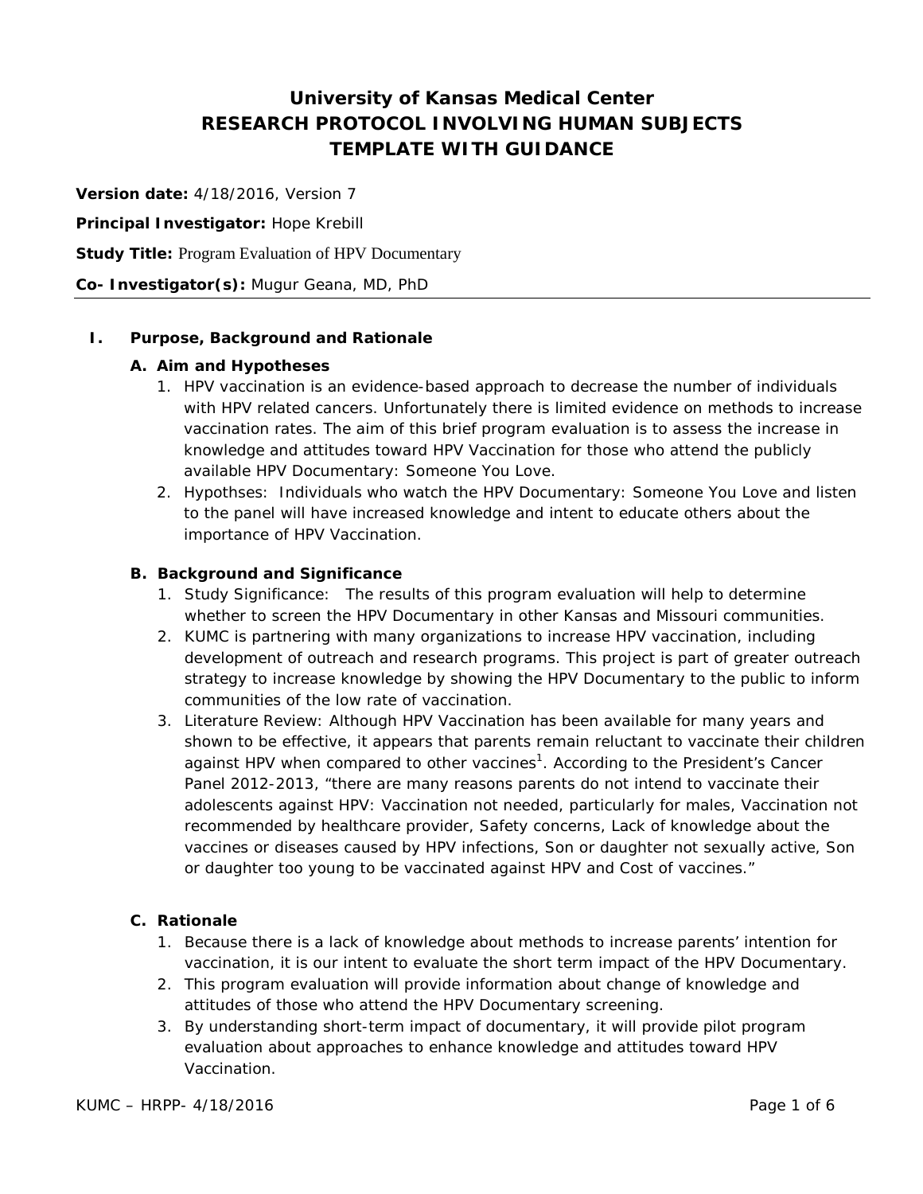# University of Kansas Medical Center
# RESEARCH PROTOCOL INVOLVING HUMAN SUBJECTS
# TEMPLATE WITH GUIDANCE

**Version date:** 4/18/2016, Version 7

**Principal Investigator:** Hope Krebill

**Study Title:** Program Evaluation of HPV Documentary

**Co- Investigator(s):** Mugur Geana, MD, PhD

---

## I. Purpose, Background and Rationale

### A. Aim and Hypotheses

1. HPV vaccination is an evidence-based approach to decrease the number of individuals with HPV related cancers. Unfortunately there is limited evidence on methods to increase vaccination rates. The aim of this brief program evaluation is to assess the increase in knowledge and attitudes toward HPV Vaccination for those who attend the publicly available HPV Documentary: Someone You Love.
2. Hypothses: Individuals who watch the HPV Documentary: Someone You Love and listen to the panel will have increased knowledge and intent to educate others about the importance of HPV Vaccination.

### B. Background and Significance

1. Study Significance: The results of this program evaluation will help to determine whether to screen the HPV Documentary in other Kansas and Missouri communities.
2. KUMC is partnering with many organizations to increase HPV vaccination, including development of outreach and research programs. This project is part of greater outreach strategy to increase knowledge by showing the HPV Documentary to the public to inform communities of the low rate of vaccination.
3. Literature Review: Although HPV Vaccination has been available for many years and shown to be effective, it appears that parents remain reluctant to vaccinate their children against HPV when compared to other vaccines[1]. According to the President's Cancer Panel 2012-2013, "there are many reasons parents do not intend to vaccinate their adolescents against HPV: Vaccination not needed, particularly for males, Vaccination not recommended by healthcare provider, Safety concerns, Lack of knowledge about the vaccines or diseases caused by HPV infections, Son or daughter not sexually active, Son or daughter too young to be vaccinated against HPV and Cost of vaccines."

### C. Rationale

1. Because there is a lack of knowledge about methods to increase parents' intention for vaccination, it is our intent to evaluate the short term impact of the HPV Documentary.
2. This program evaluation will provide information about change of knowledge and attitudes of those who attend the HPV Documentary screening.
3. By understanding short-term impact of documentary, it will provide pilot program evaluation about approaches to enhance knowledge and attitudes toward HPV Vaccination.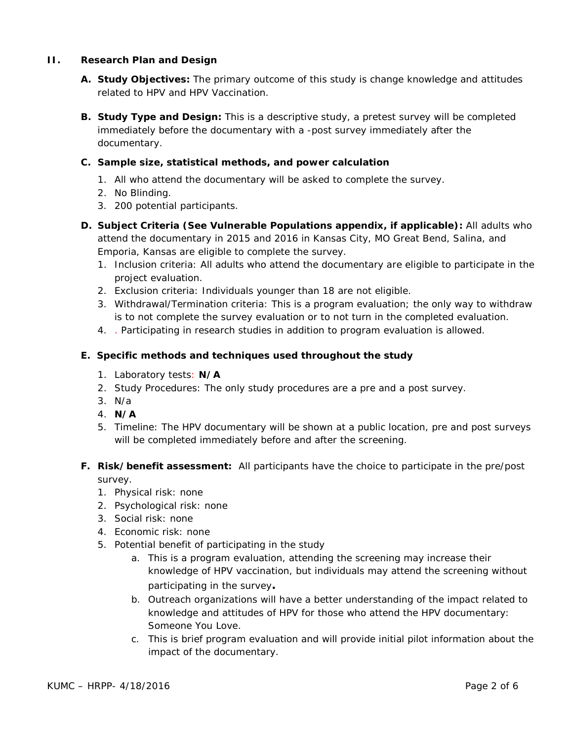## II. Research Plan and Design

**A. Study Objectives:** The primary outcome of this study is change knowledge and attitudes related to HPV and HPV Vaccination.

**B. Study Type and Design:** This is a descriptive study, a pretest survey will be completed immediately before the documentary with a -post survey immediately after the documentary.

**C. Sample size, statistical methods, and power calculation**

1. All who attend the documentary will be asked to complete the survey.
2. No Blinding.
3. 200 potential participants.

**D. Subject Criteria (See Vulnerable Populations appendix, if applicable):** All adults who attend the documentary in 2015 and 2016 in Kansas City, MO Great Bend, Salina, and Emporia, Kansas are eligible to complete the survey.

1. Inclusion criteria: All adults who attend the documentary are eligible to participate in the project evaluation.
2. Exclusion criteria: Individuals younger than 18 are not eligible.
3. Withdrawal/Termination criteria: This is a program evaluation; the only way to withdraw is to not complete the survey evaluation or to not turn in the completed evaluation.
4. . Participating in research studies in addition to program evaluation is allowed.

**E. Specific methods and techniques used throughout the study**

1. Laboratory tests: **N/A**
2. Study Procedures: The only study procedures are a pre and a post survey.
3. N/a
4. **N/A**
5. Timeline: The HPV documentary will be shown at a public location, pre and post surveys will be completed immediately before and after the screening.

**F. Risk/benefit assessment:** All participants have the choice to participate in the pre/post survey.

1. Physical risk: none
2. Psychological risk: none
3. Social risk: none
4. Economic risk: none
5. Potential benefit of participating in the study
    a. This is a program evaluation, attending the screening may increase their knowledge of HPV vaccination, but individuals may attend the screening without participating in the survey**.**
    b. Outreach organizations will have a better understanding of the impact related to knowledge and attitudes of HPV for those who attend the HPV documentary: Someone You Love.
    c. This is brief program evaluation and will provide initial pilot information about the impact of the documentary.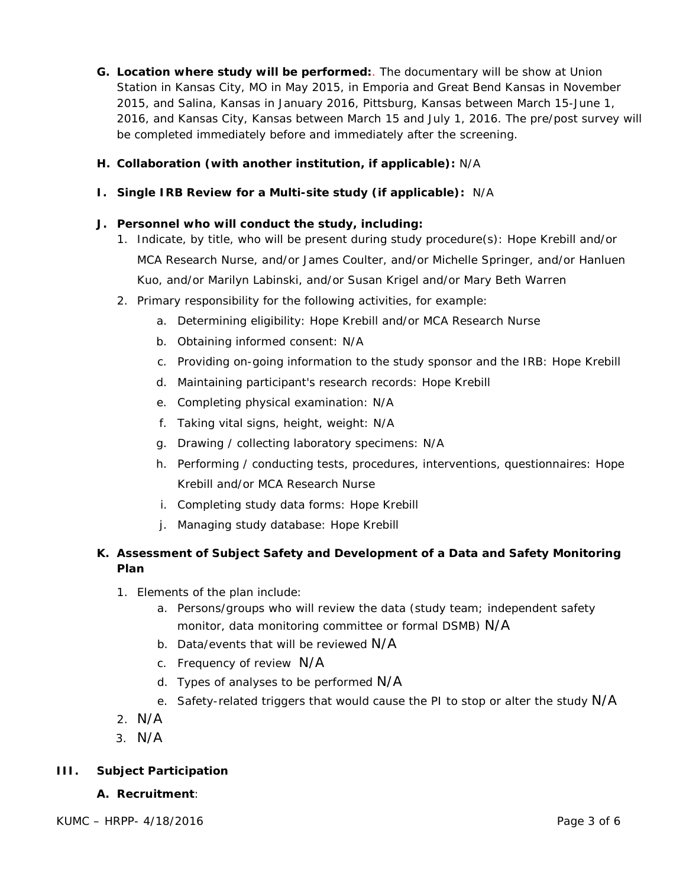**G. Location where study will be performed:**. The documentary will be show at Union Station in Kansas City, MO in May 2015, in Emporia and Great Bend Kansas in November 2015, and Salina, Kansas in January 2016, Pittsburg, Kansas between March 15-June 1, 2016, and Kansas City, Kansas between March 15 and July 1, 2016. The pre/post survey will be completed immediately before and immediately after the screening.

**H. Collaboration (with another institution, if applicable):** N/A

**I. Single IRB Review for a Multi-site study (if applicable):** N/A

**J. Personnel who will conduct the study, including:**

1. Indicate, by title, who will be present during study procedure(s): Hope Krebill and/or MCA Research Nurse, and/or James Coulter, and/or Michelle Springer, and/or Hanluen Kuo, and/or Marilyn Labinski, and/or Susan Krigel and/or Mary Beth Warren
2. Primary responsibility for the following activities, for example:
   a. Determining eligibility: Hope Krebill and/or MCA Research Nurse
   b. Obtaining informed consent: N/A
   c. Providing on-going information to the study sponsor and the IRB: Hope Krebill
   d. Maintaining participant's research records: Hope Krebill
   e. Completing physical examination: N/A
   f. Taking vital signs, height, weight: N/A
   g. Drawing / collecting laboratory specimens: N/A
   h. Performing / conducting tests, procedures, interventions, questionnaires: Hope Krebill and/or MCA Research Nurse
   i. Completing study data forms: Hope Krebill
   j. Managing study database: Hope Krebill

**K. Assessment of Subject Safety and Development of a Data and Safety Monitoring Plan**

1. Elements of the plan include:
   a. Persons/groups who will review the data (study team; independent safety monitor, data monitoring committee or formal DSMB) N/A
   b. Data/events that will be reviewed N/A
   c. Frequency of review N/A
   d. Types of analyses to be performed N/A
   e. Safety-related triggers that would cause the PI to stop or alter the study N/A
2. N/A
3. N/A

## III. Subject Participation

**A. Recruitment**: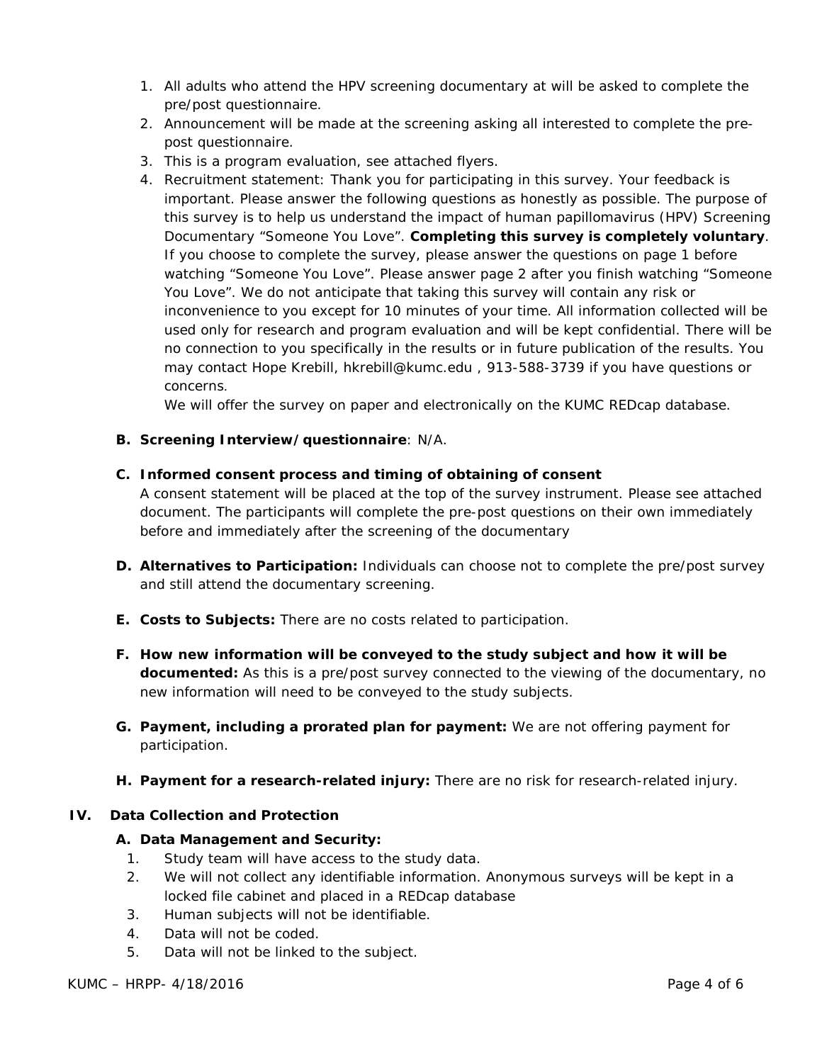1. All adults who attend the HPV screening documentary at will be asked to complete the pre/post questionnaire.
2. Announcement will be made at the screening asking all interested to complete the pre-post questionnaire.
3. This is a program evaluation, see attached flyers.
4. Recruitment statement: Thank you for participating in this survey. Your feedback is important. Please answer the following questions as honestly as possible. The purpose of this survey is to help us understand the impact of human papillomavirus (HPV) Screening Documentary “Someone You Love”. **Completing this survey is completely voluntary**. If you choose to complete the survey, please answer the questions on page 1 before watching “Someone You Love”. Please answer page 2 after you finish watching “Someone You Love”. We do not anticipate that taking this survey will contain any risk or inconvenience to you except for 10 minutes of your time. All information collected will be used only for research and program evaluation and will be kept confidential. There will be no connection to you specifically in the results or in future publication of the results. You may contact Hope Krebill, hkrebill@kumc.edu , 913-588-3739 if you have questions or concerns.

   We will offer the survey on paper and electronically on the KUMC REDcap database.

**B. Screening Interview/questionnaire**: N/A.

**C. Informed consent process and timing of obtaining of consent**

A consent statement will be placed at the top of the survey instrument. Please see attached document. The participants will complete the pre-post questions on their own immediately before and immediately after the screening of the documentary

**D. Alternatives to Participation:** Individuals can choose not to complete the pre/post survey and still attend the documentary screening.

**E. Costs to Subjects:** There are no costs related to participation.

**F. How new information will be conveyed to the study subject and how it will be documented:** As this is a pre/post survey connected to the viewing of the documentary, no new information will need to be conveyed to the study subjects.

**G. Payment, including a prorated plan for payment:** We are not offering payment for participation.

**H. Payment for a research-related injury:** There are no risk for research-related injury.

## IV. Data Collection and Protection

**A. Data Management and Security:**

1. Study team will have access to the study data.
2. We will not collect any identifiable information. Anonymous surveys will be kept in a locked file cabinet and placed in a REDcap database
3. Human subjects will not be identifiable.
4. Data will not be coded.
5. Data will not be linked to the subject.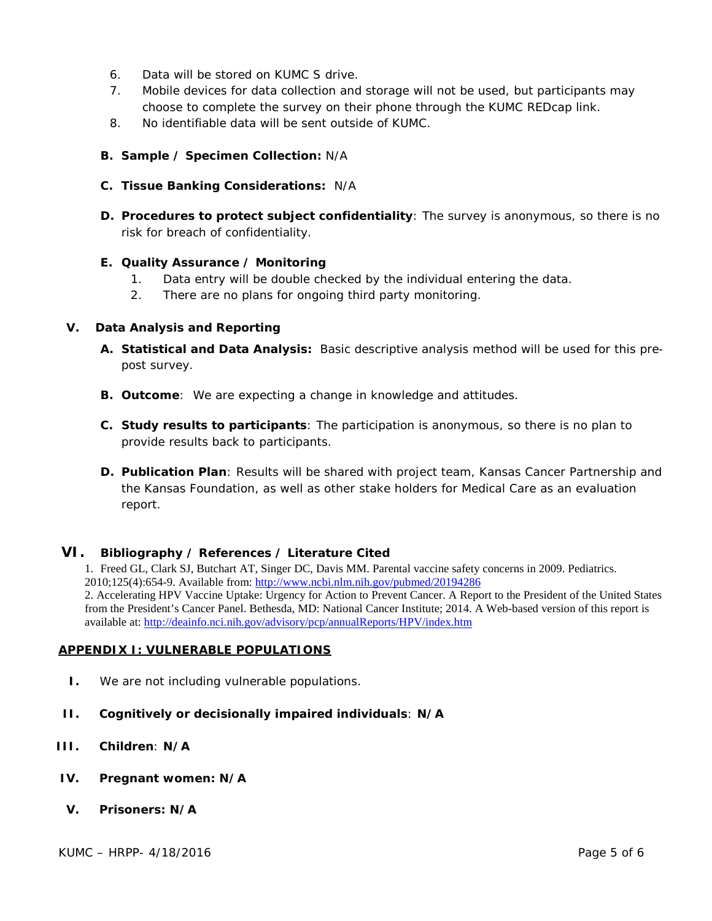6. Data will be stored on KUMC S drive.
7. Mobile devices for data collection and storage will not be used, but participants may choose to complete the survey on their phone through the KUMC REDcap link.
8. No identifiable data will be sent outside of KUMC.

**B. Sample / Specimen Collection:** N/A

**C. Tissue Banking Considerations:** N/A

**D. Procedures to protect subject confidentiality**: The survey is anonymous, so there is no risk for breach of confidentiality.

**E. Quality Assurance / Monitoring**

1. Data entry will be double checked by the individual entering the data.
2. There are no plans for ongoing third party monitoring.

## V. Data Analysis and Reporting

**A. Statistical and Data Analysis:** Basic descriptive analysis method will be used for this pre-post survey.

**B. Outcome**: We are expecting a change in knowledge and attitudes.

**C. Study results to participants**: The participation is anonymous, so there is no plan to provide results back to participants.

**D. Publication Plan**: Results will be shared with project team, Kansas Cancer Partnership and the Kansas Foundation, as well as other stake holders for Medical Care as an evaluation report.

## VI. Bibliography / References / Literature Cited

1. Freed GL, Clark SJ, Butchart AT, Singer DC, Davis MM. Parental vaccine safety concerns in 2009. Pediatrics. 2010;125(4):654-9. Available from: http://www.ncbi.nlm.nih.gov/pubmed/20194286
2. Accelerating HPV Vaccine Uptake: Urgency for Action to Prevent Cancer. A Report to the President of the United States from the President's Cancer Panel. Bethesda, MD: National Cancer Institute; 2014. A Web-based version of this report is available at: http://deainfo.nci.nih.gov/advisory/pcp/annualReports/HPV/index.htm

## APPENDIX I: VULNERABLE POPULATIONS

I. We are not including vulnerable populations.

II. **Cognitively or decisionally impaired individuals**: **N/A**

III. **Children**: **N/A**

IV. **Pregnant women: N/A**

V. **Prisoners: N/A**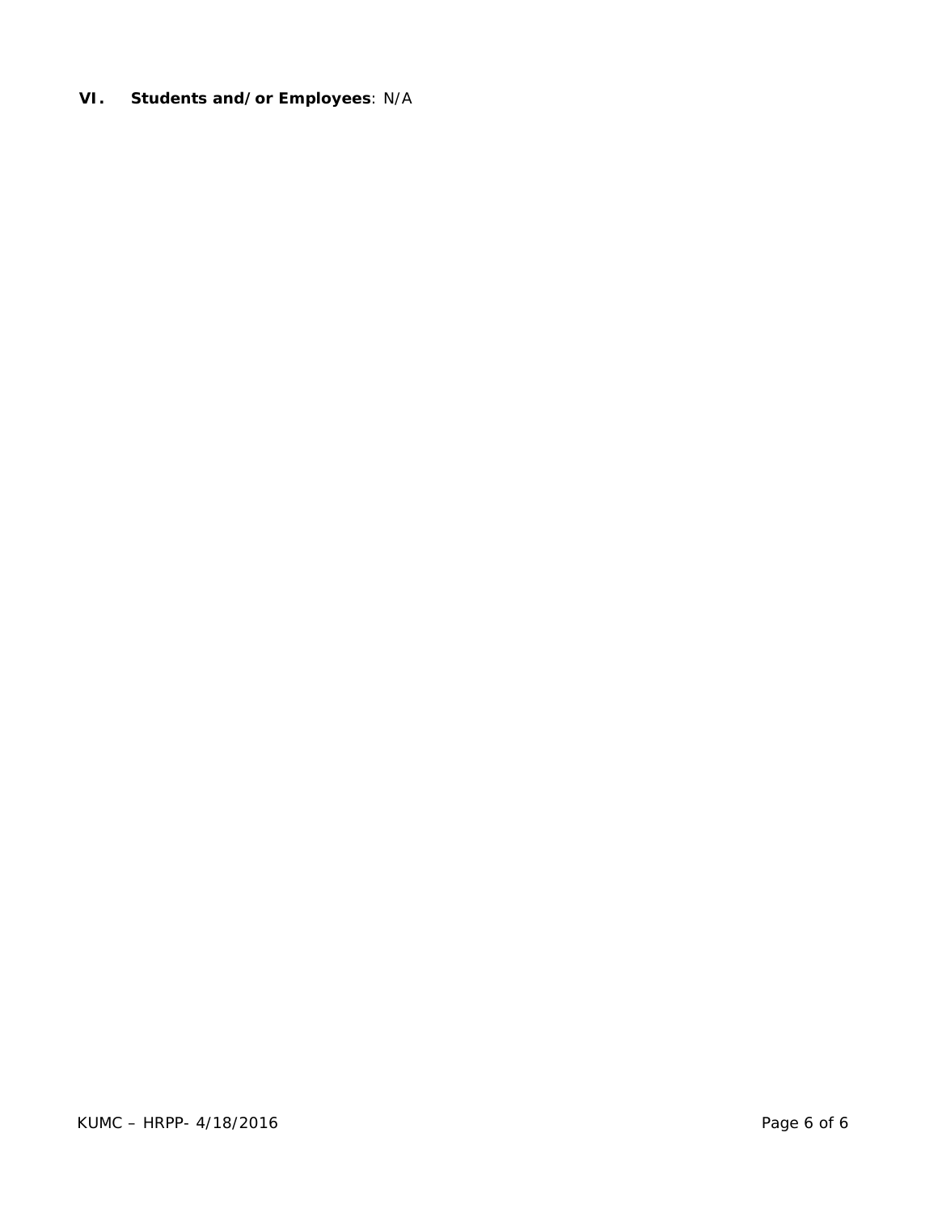**VI. Students and/or Employees**: N/A